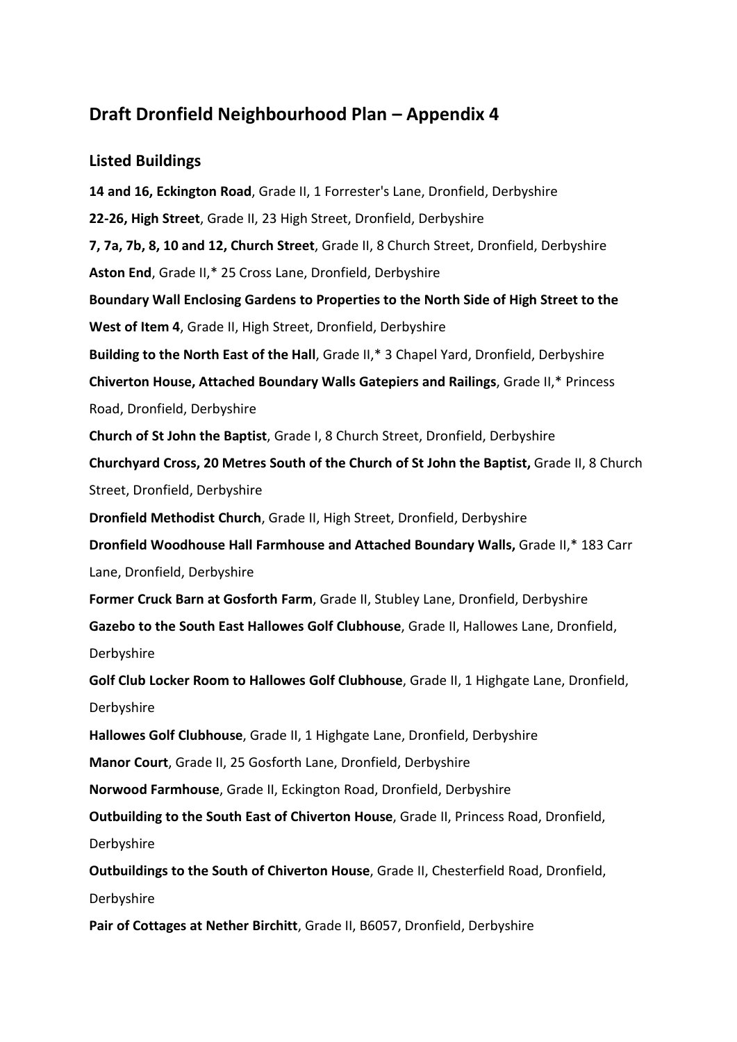# Draft Dronfield Neighbourhood Plan – Appendix 4

## Listed Buildings

**14 and 16, Eckington Road**, Grade II, 1 Forrester's Lane, Dronfield, Derbyshire

**22-26, High Street**, Grade II, 23 High Street, Dronfield, Derbyshire

**7, 7a, 7b, 8, 10 and 12, Church Street**, Grade II, 8 Church Street, Dronfield, Derbyshire

**Aston End**, Grade II,* 25 Cross Lane, Dronfield, Derbyshire

**Boundary Wall Enclosing Gardens to Properties to the North Side of High Street to the West of Item 4**, Grade II, High Street, Dronfield, Derbyshire

**Building to the North East of the Hall**, Grade II,* 3 Chapel Yard, Dronfield, Derbyshire

**Chiverton House, Attached Boundary Walls Gatepiers and Railings**, Grade II,* Princess Road, Dronfield, Derbyshire

**Church of St John the Baptist**, Grade I, 8 Church Street, Dronfield, Derbyshire

**Churchyard Cross, 20 Metres South of the Church of St John the Baptist,** Grade II, 8 Church Street, Dronfield, Derbyshire

**Dronfield Methodist Church**, Grade II, High Street, Dronfield, Derbyshire

**Dronfield Woodhouse Hall Farmhouse and Attached Boundary Walls,** Grade II,* 183 Carr Lane, Dronfield, Derbyshire

**Former Cruck Barn at Gosforth Farm**, Grade II, Stubley Lane, Dronfield, Derbyshire

**Gazebo to the South East Hallowes Golf Clubhouse**, Grade II, Hallowes Lane, Dronfield, Derbyshire

**Golf Club Locker Room to Hallowes Golf Clubhouse**, Grade II, 1 Highgate Lane, Dronfield, Derbyshire

**Hallowes Golf Clubhouse**, Grade II, 1 Highgate Lane, Dronfield, Derbyshire

**Manor Court**, Grade II, 25 Gosforth Lane, Dronfield, Derbyshire

**Norwood Farmhouse**, Grade II, Eckington Road, Dronfield, Derbyshire

**Outbuilding to the South East of Chiverton House**, Grade II, Princess Road, Dronfield, Derbyshire

**Outbuildings to the South of Chiverton House**, Grade II, Chesterfield Road, Dronfield, Derbyshire

**Pair of Cottages at Nether Birchitt**, Grade II, B6057, Dronfield, Derbyshire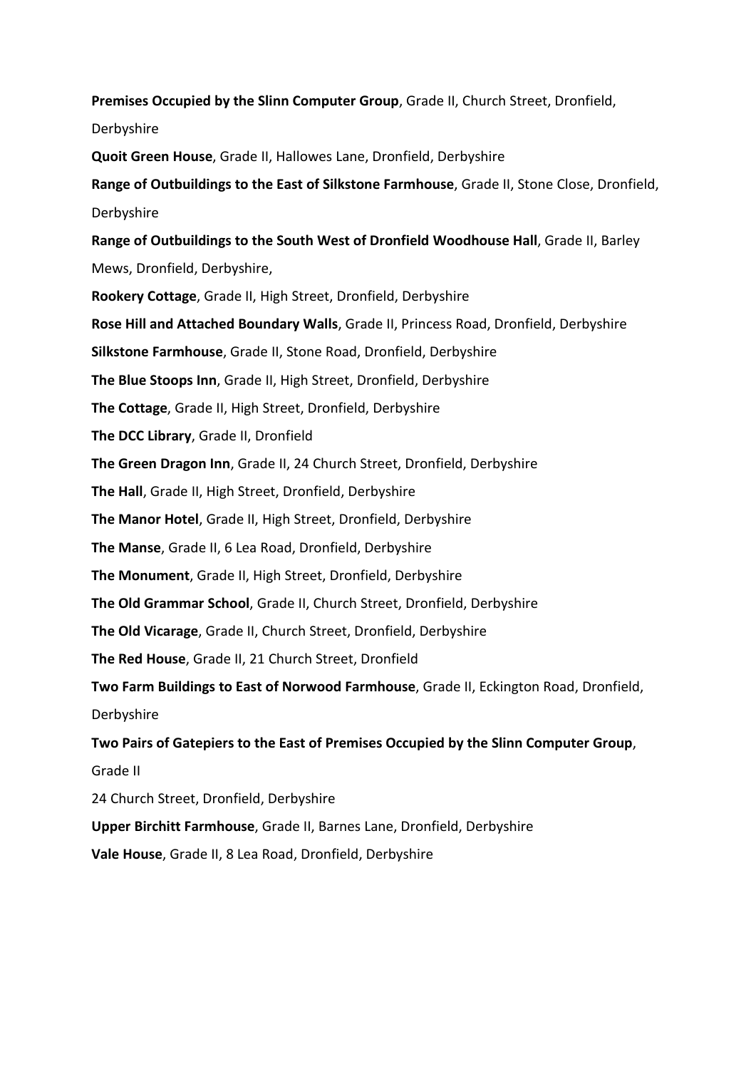**Premises Occupied by the Slinn Computer Group**, Grade II, Church Street, Dronfield, Derbyshire

**Quoit Green House**, Grade II, Hallowes Lane, Dronfield, Derbyshire

**Range of Outbuildings to the East of Silkstone Farmhouse**, Grade II, Stone Close, Dronfield, Derbyshire

**Range of Outbuildings to the South West of Dronfield Woodhouse Hall**, Grade II, Barley Mews, Dronfield, Derbyshire,

**Rookery Cottage**, Grade II, High Street, Dronfield, Derbyshire

**Rose Hill and Attached Boundary Walls**, Grade II, Princess Road, Dronfield, Derbyshire

**Silkstone Farmhouse**, Grade II, Stone Road, Dronfield, Derbyshire

**The Blue Stoops Inn**, Grade II, High Street, Dronfield, Derbyshire

**The Cottage**, Grade II, High Street, Dronfield, Derbyshire

**The DCC Library**, Grade II, Dronfield

**The Green Dragon Inn**, Grade II, 24 Church Street, Dronfield, Derbyshire

**The Hall**, Grade II, High Street, Dronfield, Derbyshire

**The Manor Hotel**, Grade II, High Street, Dronfield, Derbyshire

**The Manse**, Grade II, 6 Lea Road, Dronfield, Derbyshire

**The Monument**, Grade II, High Street, Dronfield, Derbyshire

**The Old Grammar School**, Grade II, Church Street, Dronfield, Derbyshire

**The Old Vicarage**, Grade II, Church Street, Dronfield, Derbyshire

**The Red House**, Grade II, 21 Church Street, Dronfield

**Two Farm Buildings to East of Norwood Farmhouse**, Grade II, Eckington Road, Dronfield, Derbyshire

**Two Pairs of Gatepiers to the East of Premises Occupied by the Slinn Computer Group**, Grade II

24 Church Street, Dronfield, Derbyshire

**Upper Birchitt Farmhouse**, Grade II, Barnes Lane, Dronfield, Derbyshire

**Vale House**, Grade II, 8 Lea Road, Dronfield, Derbyshire